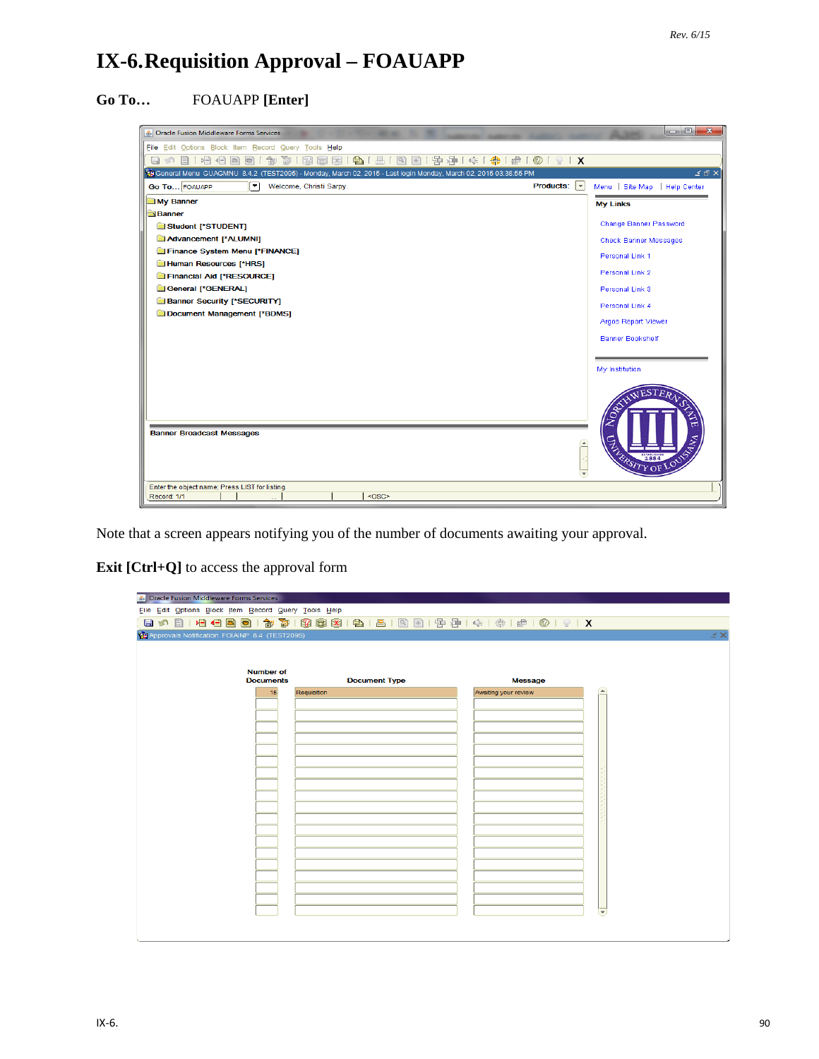# IX-6. Requisition Approval – FOAUAPP

**Go To…** FOAUAPP **[Enter]**

Note that a screen appears notifying you of the number of documents awaiting your approval.

**Exit [Ctrl+Q]** to access the approval form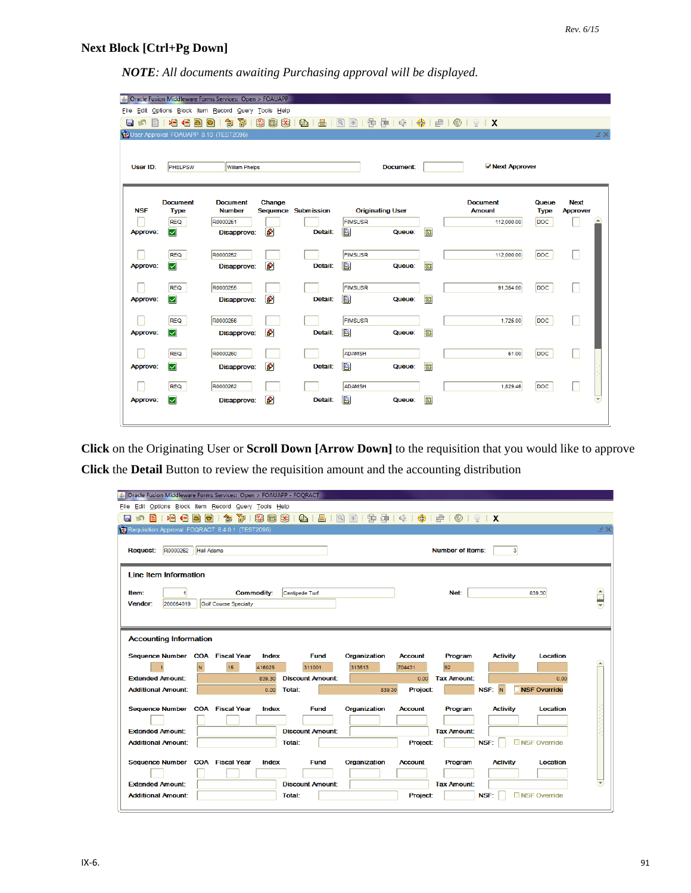**Next Block [Ctrl+Pg Down]**

*NOTE: All documents awaiting Purchasing approval will be displayed.*

Oracle Fusion Middleware Forms Services: Open > FOAUAPP

File Edit Options Block Item Record Query Tools Help

User Approval FOAUAPP 8.10 (TEST2096)

User ID: PHELPSW William Phelps Document: ✓ Next Approver

| NSF | Document Type | Document Number | Change Sequence | Submission | Originating User | Document Amount | Queue Type | Next Approver |
|---|---|---|---|---|---|---|---|---|
| | REQ | R0000251 | | | FIMSUSR | 112,000.00 | DOC | |
| | REQ | R0000252 | | | FIMSUSR | 112,000.00 | DOC | |
| | REQ | R0000255 | | | FIMSUSR | 91,354.00 | DOC | |
| | REQ | R0000256 | | | FIMSUSR | 1,725.00 | DOC | |
| | REQ | R0000260 | | | ADAMSH | 61.00 | DOC | |
| | REQ | R0000262 | | | ADAMSH | 1,829.46 | DOC | |

Approve: Disapprove: Detail: Queue:

**Click** on the Originating User or **Scroll Down [Arrow Down]** to the requisition that you would like to approve

**Click** the **Detail** Button to review the requisition amount and the accounting distribution

Oracle Fusion Middleware Forms Services: Open > FOAUAPP - FOQRACT

File Edit Options Block Item Record Query Tools Help

Requisition Approval FOQRACT 8.4.0.1 (TEST2096)

Request: R0000262 Hal Adams Number of Items: 3

Line Item Information

Item: 1 Commodity: Centipede Turf Net: 839.30

Vendor: 200054019 Golf Course Specialty

Accounting Information

| Sequence Number | COA | Fiscal Year | Index | Fund | Organization | Account | Program | Activity | Location |
|---|---|---|---|---|---|---|---|---|---|
| 1 | N | 15 | 416025 | 311001 | 313513 | 704431 | 92 | | |

Extended Amount: 839.30 Discount Amount: 0.00 Tax Amount: 0.00

Additional Amount: 0.00 Total: 839.30 Project: NSF: N NSF Override

IX-6.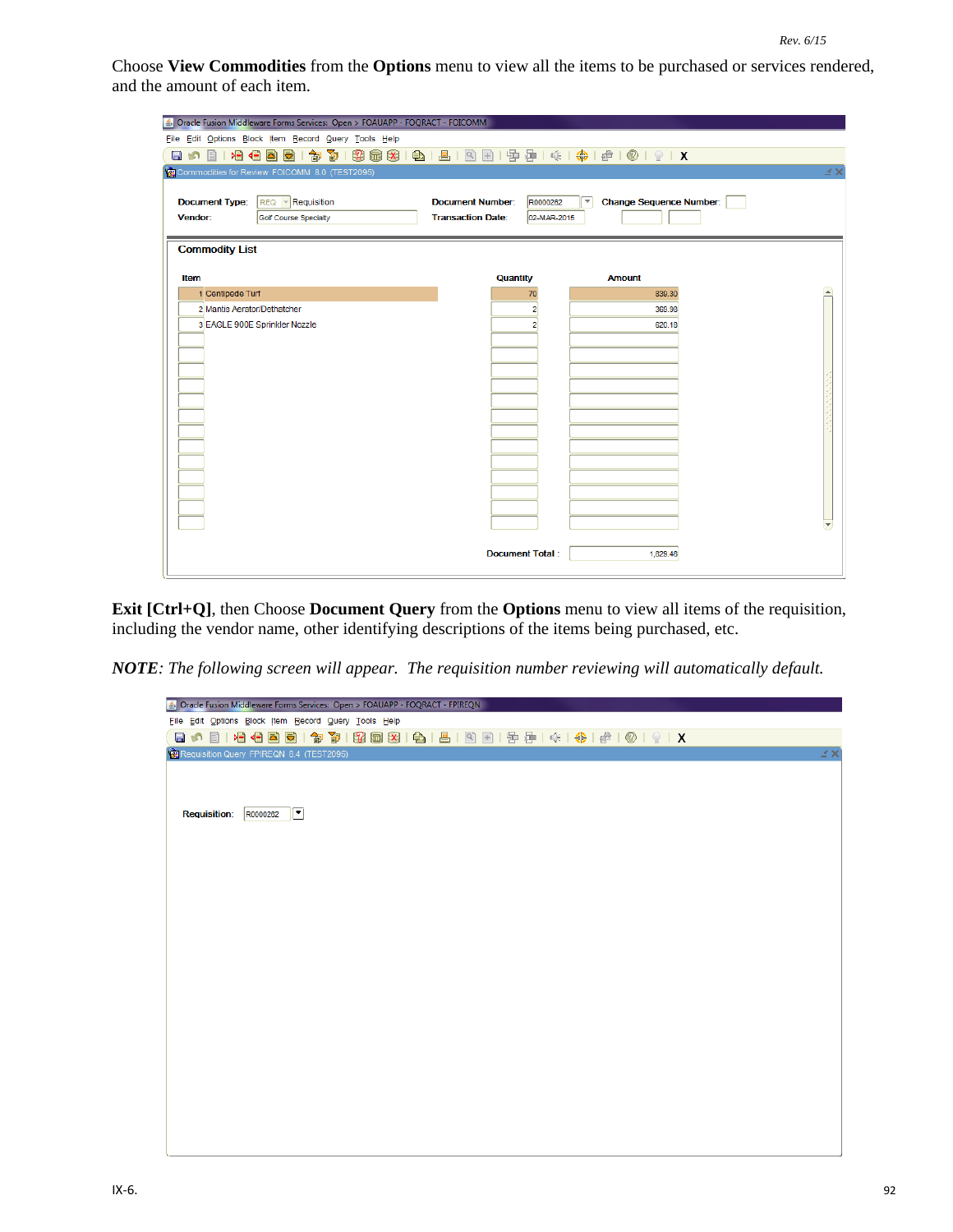Choose **View Commodities** from the **Options** menu to view all the items to be purchased or services rendered, and the amount of each item.

Oracle Fusion Middleware Forms Services: Open > FOAUAPP - FOQRACT - FOICOMM

File Edit Options Block Item Record Query Tools Help

Commodities for Review FOICOMM 8.0 (TEST2095)

Document Type: REQ Requisition Document Number: R0000282 Change Sequence Number:

Vendor: Golf Course Specialty Transaction Date: 02-MAR-2015

Commodity List

| Item | Quantity | Amount |
|---|---|---|
| 1 Centipede Turf | 70 | 839.30 |
| 2 Mantis Aerator/Dethatcher | 2 | 369.98 |
| 3 EAGLE 900E Sprinkler Nozzle | 2 | 620.18 |

Document Total : 1,829.46

**Exit [Ctrl+Q]**, then Choose **Document Query** from the **Options** menu to view all items of the requisition, including the vendor name, other identifying descriptions of the items being purchased, etc.

***NOTE**: The following screen will appear. The requisition number reviewing will automatically default.*

Oracle Fusion Middleware Forms Services: Open > FOAUAPP - FOQRACT - FPIREQN

File Edit Options Block Item Record Query Tools Help

Requisition Query FPIREQN 8.4 (TEST2095)

Requisition: R0000282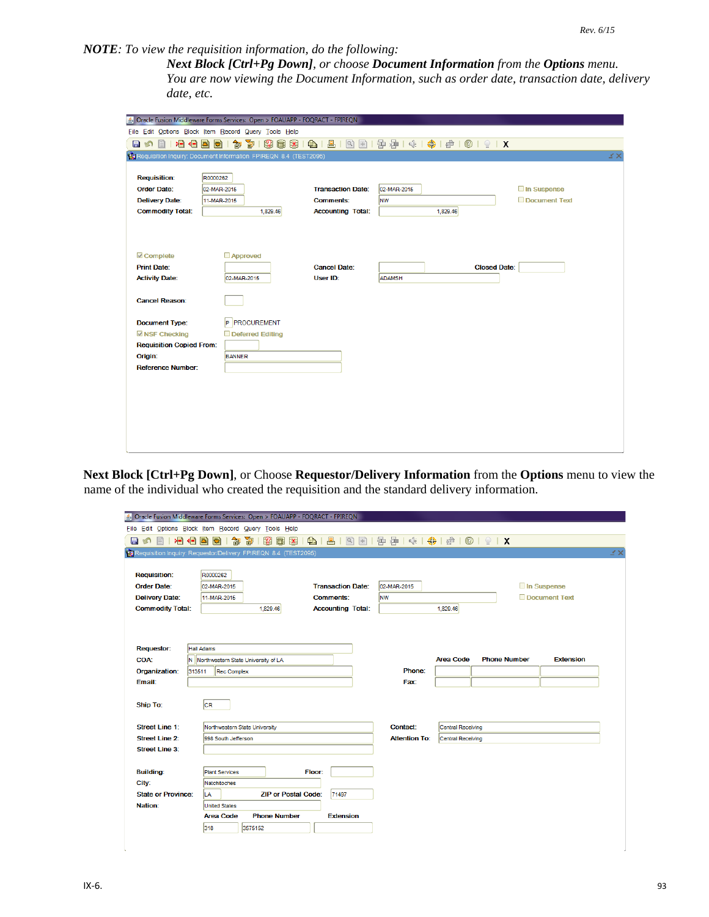***NOTE**: To view the requisition information, do the following:*

***Next Block [Ctrl+Pg Down]**, or choose **Document Information** from the **Options** menu. You are now viewing the Document Information, such as order date, transaction date, delivery date, etc.*

**Next Block [Ctrl+Pg Down]**, or Choose **Requestor/Delivery Information** from the **Options** menu to view the name of the individual who created the requisition and the standard delivery information.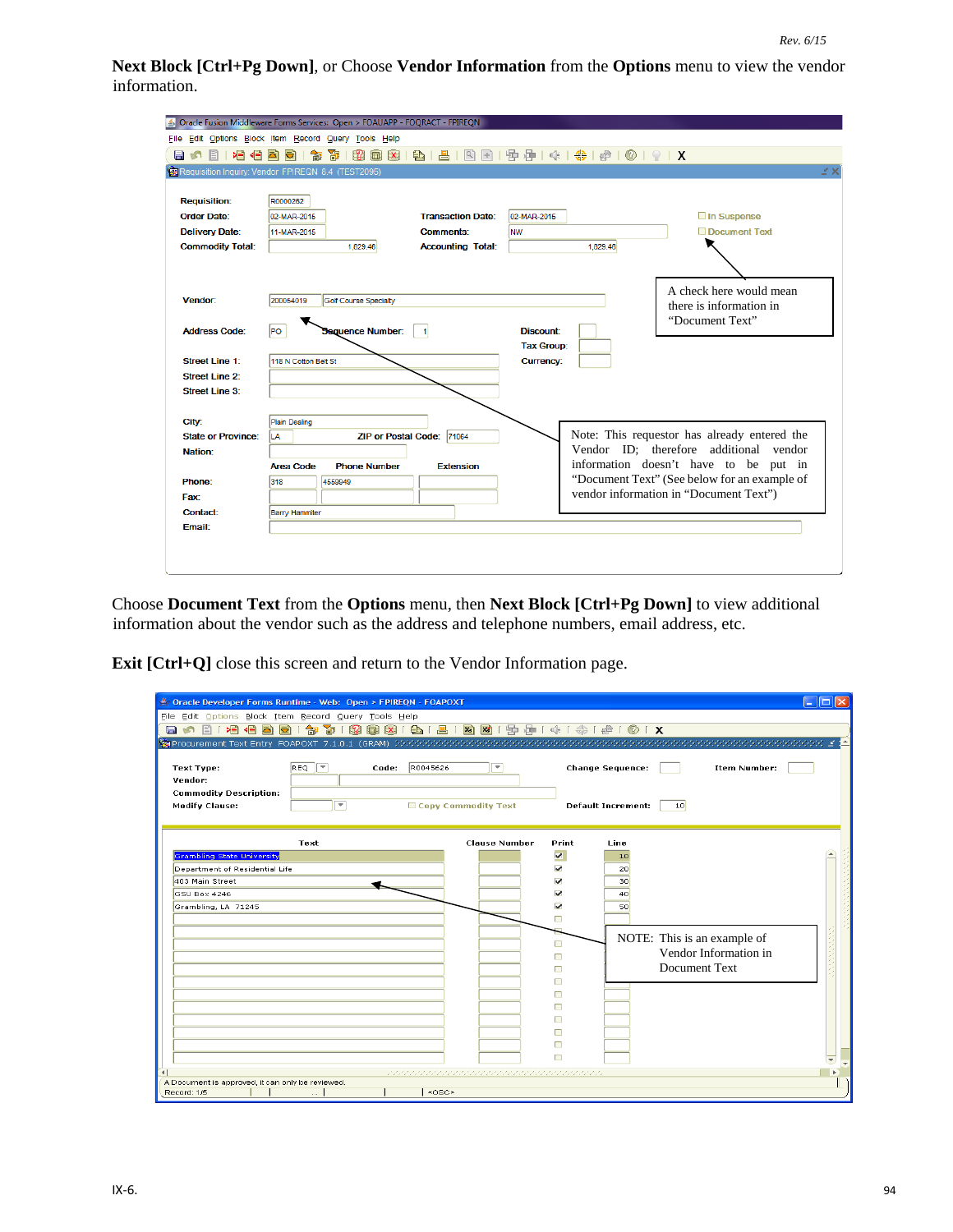**Next Block [Ctrl+Pg Down]**, or Choose **Vendor Information** from the **Options** menu to view the vendor information.

Oracle Fusion Middleware Forms Services: Open > FOAUAPP - FOQRACT - FPIREQN

Requisition Inquiry: Vendor FPIREQN 8.4 (TEST2095)

Requisition: R0000262

Order Date: 02-MAR-2015

Delivery Date: 11-MAR-2015

Commodity Total: 1,829.46

Transaction Date: 02-MAR-2015

Comments: NW

Accounting Total: 1,829.46

In Suspense

Document Text

A check here would mean there is information in "Document Text"

Vendor: 200054019 Golf Course Specialty

Address Code: PO

Sequence Number: 1

Discount:

Tax Group:

Currency:

Street Line 1: 118 N Cotton Belt St

Street Line 2:

Street Line 3:

City: Plain Dealing

State or Province: LA

ZIP or Postal Code: 71064

Nation:

Area Code / Phone Number / Extension

Phone: 318 4559949

Fax:

Contact: Barry Hammiter

Email:

Note: This requestor has already entered the Vendor ID; therefore additional vendor information doesn't have to be put in "Document Text" (See below for an example of vendor information in "Document Text")

Choose **Document Text** from the **Options** menu, then **Next Block [Ctrl+Pg Down]** to view additional information about the vendor such as the address and telephone numbers, email address, etc.

**Exit [Ctrl+Q]** close this screen and return to the Vendor Information page.

Oracle Developer Forms Runtime - Web: Open > FPIREQN - FOAPOXT

Procurement Text Entry FOAPOXT 7.1.0.1 (GRAM)

Text Type: REQ

Code: R0045626

Change Sequence:

Item Number:

Vendor:

Commodity Description:

Modify Clause:

Copy Commodity Text

Default Increment: 10

| Text | Clause Number | Print | Line |
|---|---|---|---|
| Grambling State University | | ✔ | 10 |
| Department of Residential Life | | ✔ | 20 |
| 403 Main Street | | ✔ | 30 |
| GSU Box 4246 | | ✔ | 40 |
| Grambling, LA 71245 | | ✔ | 50 |

NOTE: This is an example of Vendor Information in Document Text

A Document is approved, it can only be reviewed.

Record: 1/5

<OSC>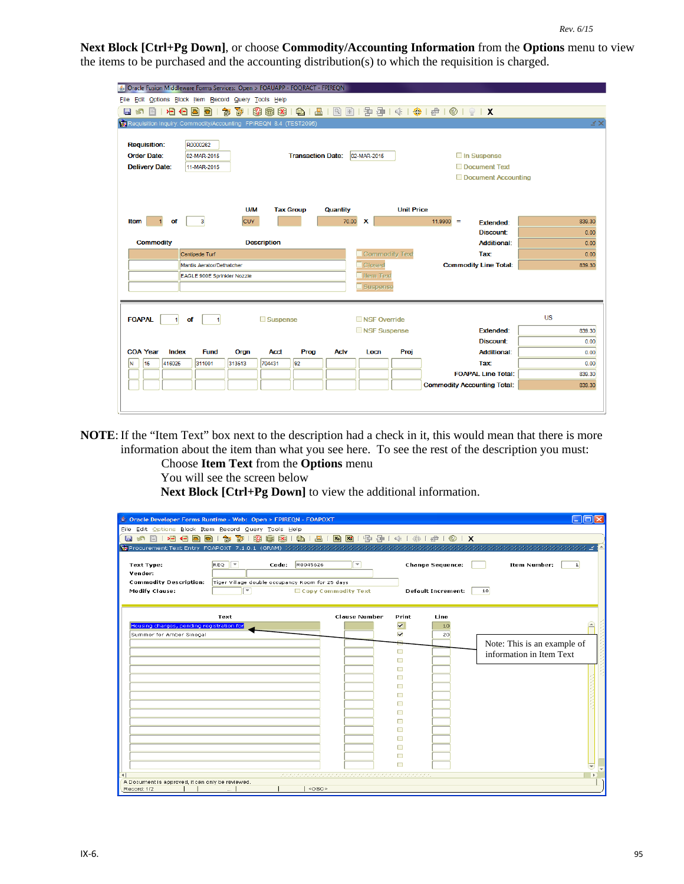**Next Block [Ctrl+Pg Down]**, or choose **Commodity/Accounting Information** from the **Options** menu to view the items to be purchased and the accounting distribution(s) to which the requisition is charged.

**NOTE**: If the "Item Text" box next to the description had a check in it, this would mean that there is more information about the item than what you see here. To see the rest of the description you must:

Choose **Item Text** from the **Options** menu

You will see the screen below

**Next Block [Ctrl+Pg Down]** to view the additional information.

Note: This is an example of information in Item Text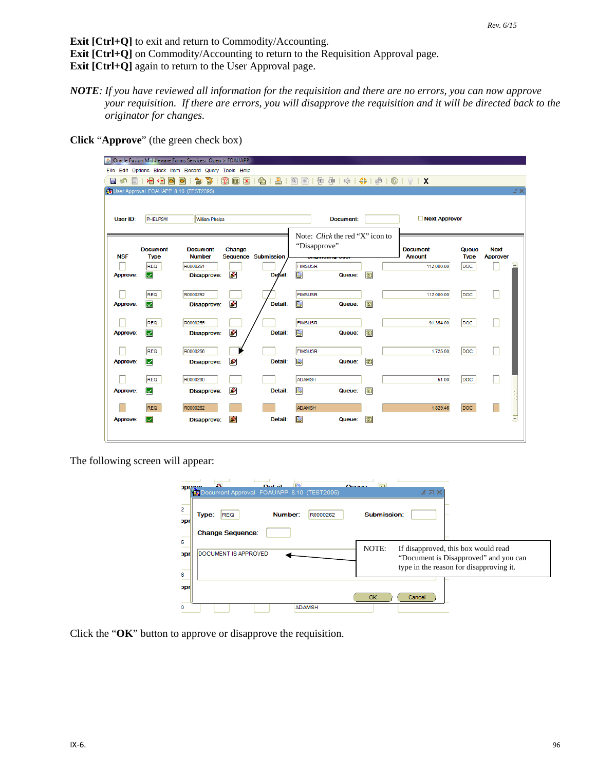**Exit [Ctrl+Q]** to exit and return to Commodity/Accounting.
**Exit [Ctrl+Q]** on Commodity/Accounting to return to the Requisition Approval page.
**Exit [Ctrl+Q]** again to return to the User Approval page.

***NOTE***: *If you have reviewed all information for the requisition and there are no errors, you can now approve your requisition. If there are errors, you will disapprove the requisition and it will be directed back to the originator for changes.*

**Click** "**Approve**" (the green check box)

Note: *Click* the red "X" icon to "Disapprove"

The following screen will appear:

NOTE: If disapproved, this box would read "Document is Disapproved" and you can type in the reason for disapproving it.

Click the "**OK**" button to approve or disapprove the requisition.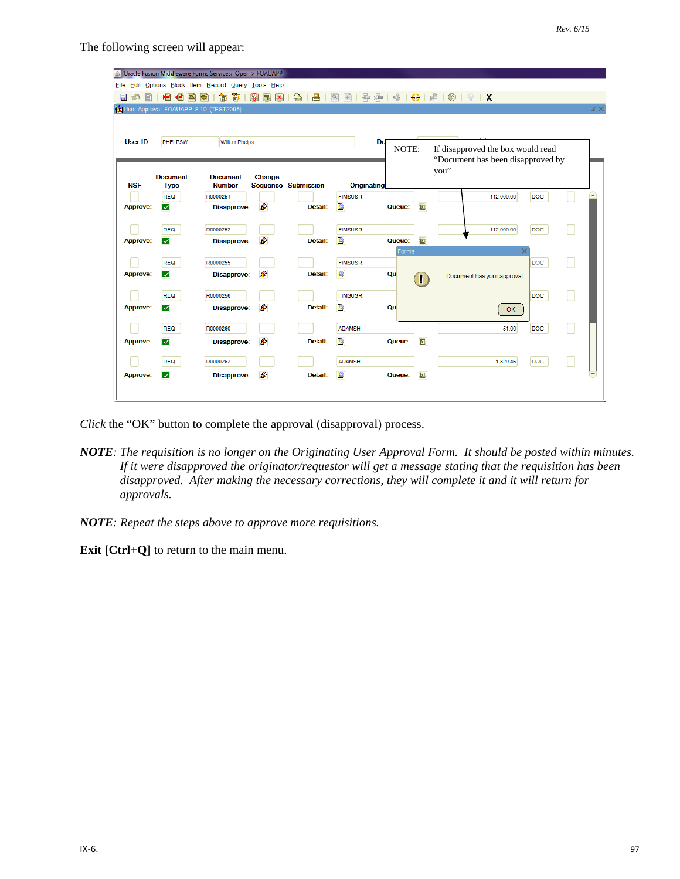The following screen will appear:

NOTE: If disapproved the box would read "Document has been disapproved by you"

*Click* the "OK" button to complete the approval (disapproval) process.

***NOTE***: *The requisition is no longer on the Originating User Approval Form. It should be posted within minutes. If it were disapproved the originator/requestor will get a message stating that the requisition has been disapproved. After making the necessary corrections, they will complete it and it will return for approvals.*

***NOTE***: *Repeat the steps above to approve more requisitions.*

**Exit [Ctrl+Q]** to return to the main menu.